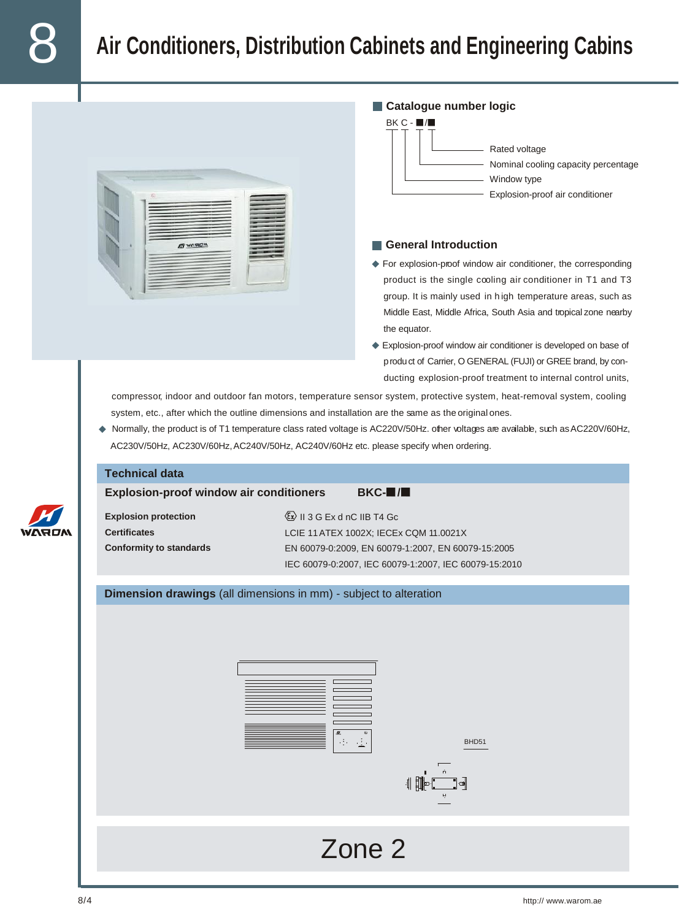# Air Conditioners, Distribution Cabinets and Engineering Cabins

## Catalogue number logic

BK C - ■/■

- Rated voltage
- Nominal cooling capacity percentage
- Window type
- Explosion-proof air conditioner

## General Introduction

◆ For explosion-proof window air conditioner, the corresponding product is the single cooling air conditioner in T1 and T3 group. It is mainly used in high temperature areas, such as Middle East, Middle Africa, South Asia and tropical zone nearby the equator.

◆ Explosion-proof window air conditioner is developed on base of product of Carrier, O GENERAL (FUJI) or GREE brand, by conducting explosion-proof treatment to internal control units, compressor, indoor and outdoor fan motors, temperature sensor system, protective system, heat-removal system, cooling system, etc., after which the outline dimensions and installation are the same as the original ones.

◆ Normally, the product is of T1 temperature class rated voltage is AC220V/50Hz. other voltages are available, such as AC220V/60Hz, AC230V/50Hz, AC230V/60Hz, AC240V/50Hz, AC240V/60Hz etc. please specify when ordering.

## Technical data

| Explosion-proof window air conditioners | BKC-■/■ |
|---|---|
| **Explosion protection** | Ⓔx II 3 G Ex d nC IIB T4 Gc |
| **Certificates** | LCIE 11 ATEX 1002X; IECEx CQM 11.0021X |
| **Conformity to standards** | EN 60079-0:2009, EN 60079-1:2007, EN 60079-15:2005<br>IEC 60079-0:2007, IEC 60079-1:2007, IEC 60079-15:2010 |

## Dimension drawings (all dimensions in mm) - subject to alteration

BHD51

Zone 2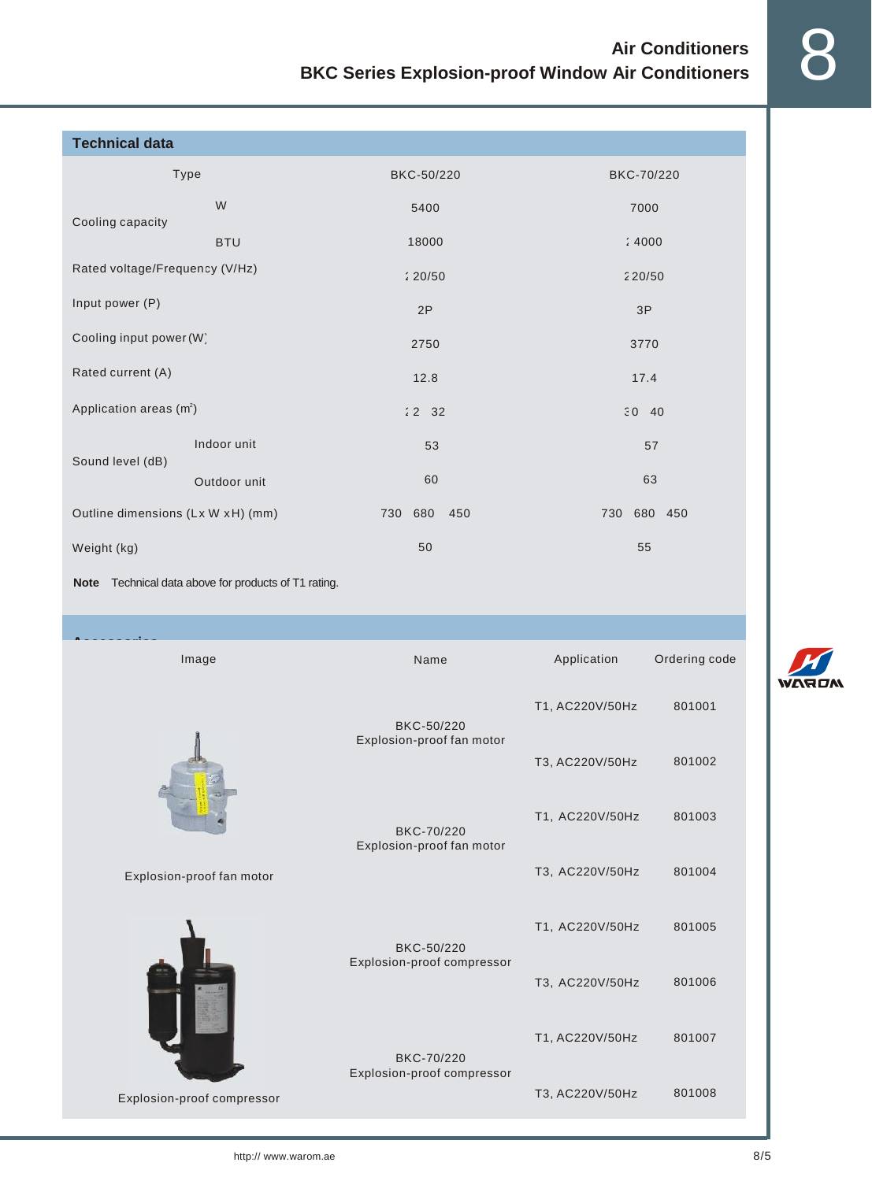## Technical data

| Type | | BKC-50/220 | BKC-70/220 |
|---|---|---|---|
| Cooling capacity | W | 5400 | 7000 |
| | BTU | 18000 | 24000 |
| Rated voltage/Frequency (V/Hz) | | 220/50 | 220/50 |
| Input power (P) | | 2P | 3P |
| Cooling input power (W) | | 2750 | 3770 |
| Rated current (A) | | 12.8 | 17.4 |
| Application areas ($m^2$) | | 22 32 | 30 40 |
| Sound level (dB) | Indoor unit | 53 | 57 |
| | Outdoor unit | 60 | 63 |
| Outline dimensions (Lx W xH) (mm) | | 730 680 450 | 730 680 450 |
| Weight (kg) | | 50 | 55 |

**Note** Technical data above for products of T1 rating.

## Accessories

| Image | Name | Application | Ordering code |
|---|---|---|---|
| Explosion-proof fan motor | BKC-50/220 Explosion-proof fan motor | T1, AC220V/50Hz | 801001 |
| | | T3, AC220V/50Hz | 801002 |
| | BKC-70/220 Explosion-proof fan motor | T1, AC220V/50Hz | 801003 |
| | | T3, AC220V/50Hz | 801004 |
| Explosion-proof compressor | BKC-50/220 Explosion-proof compressor | T1, AC220V/50Hz | 801005 |
| | | T3, AC220V/50Hz | 801006 |
| | BKC-70/220 Explosion-proof compressor | T1, AC220V/50Hz | 801007 |
| | | T3, AC220V/50Hz | 801008 |